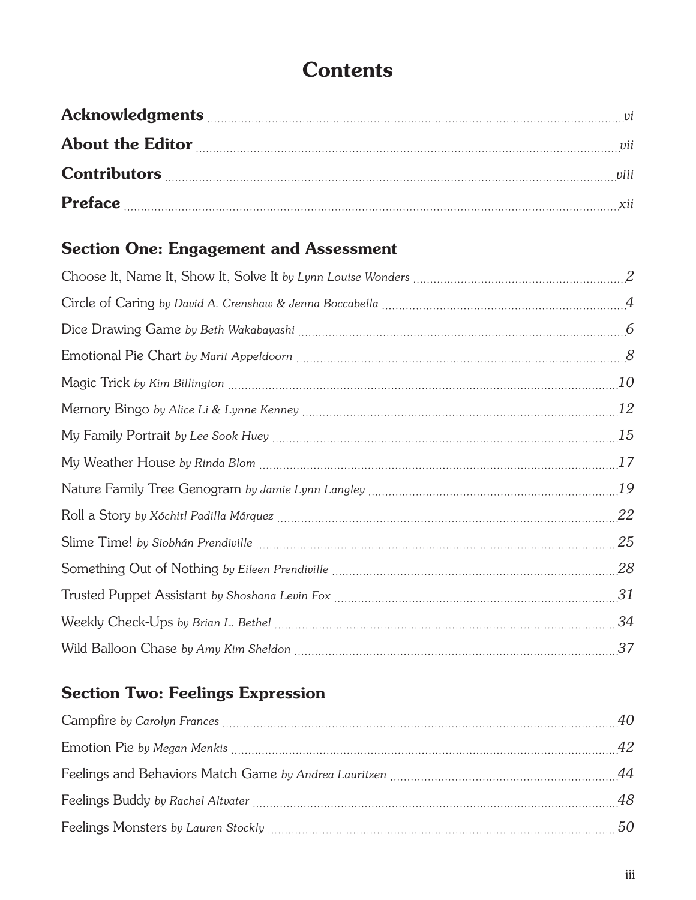# Contents

**Acknowledgments** ........ *vi*

**About the Editor** ........ *vii*

**Contributors** ........ *viii*

**Preface** ........ *xii*

## Section One: Engagement and Assessment

Choose It, Name It, Show It, Solve It *by Lynn Louise Wonders* ........ *2*

Circle of Caring *by David A. Crenshaw & Jenna Boccabella* ........ *4*

Dice Drawing Game *by Beth Wakabayashi* ........ *6*

Emotional Pie Chart *by Marit Appeldoorn* ........ *8*

Magic Trick *by Kim Billington* ........ *10*

Memory Bingo *by Alice Li & Lynne Kenney* ........ *12*

My Family Portrait *by Lee Sook Huey* ........ *15*

My Weather House *by Rinda Blom* ........ *17*

Nature Family Tree Genogram *by Jamie Lynn Langley* ........ *19*

Roll a Story *by Xóchitl Padilla Márquez* ........ *22*

Slime Time! *by Siobhán Prendiville* ........ *25*

Something Out of Nothing *by Eileen Prendiville* ........ *28*

Trusted Puppet Assistant *by Shoshana Levin Fox* ........ *31*

Weekly Check-Ups *by Brian L. Bethel* ........ *34*

Wild Balloon Chase *by Amy Kim Sheldon* ........ *37*

## Section Two: Feelings Expression

Campfire *by Carolyn Frances* ........ *40*

Emotion Pie *by Megan Menkis* ........ *42*

Feelings and Behaviors Match Game *by Andrea Lauritzen* ........ *44*

Feelings Buddy *by Rachel Altvater* ........ *48*

Feelings Monsters *by Lauren Stockly* ........ *50*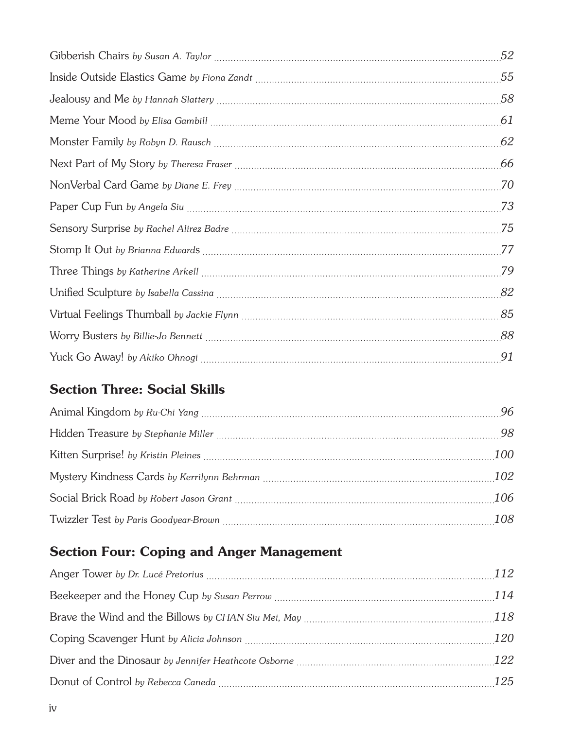Gibberish Chairs *by Susan A. Taylor* ..... 52

Inside Outside Elastics Game *by Fiona Zandt* ..... 55

Jealousy and Me *by Hannah Slattery* ..... 58

Meme Your Mood *by Elisa Gambill* ..... 61

Monster Family *by Robyn D. Rausch* ..... 62

Next Part of My Story *by Theresa Fraser* ..... 66

NonVerbal Card Game *by Diane E. Frey* ..... 70

Paper Cup Fun *by Angela Siu* ..... 73

Sensory Surprise *by Rachel Alirez Badre* ..... 75

Stomp It Out *by Brianna Edwards* ..... 77

Three Things *by Katherine Arkell* ..... 79

Unified Sculpture *by Isabella Cassina* ..... 82

Virtual Feelings Thumball *by Jackie Flynn* ..... 85

Worry Busters *by Billie-Jo Bennett* ..... 88

Yuck Go Away! *by Akiko Ohnogi* ..... 91

## Section Three: Social Skills

Animal Kingdom *by Ru-Chi Yang* ..... 96

Hidden Treasure *by Stephanie Miller* ..... 98

Kitten Surprise! *by Kristin Pleines* ..... 100

Mystery Kindness Cards *by Kerrilynn Behrman* ..... 102

Social Brick Road *by Robert Jason Grant* ..... 106

Twizzler Test *by Paris Goodyear-Brown* ..... 108

## Section Four: Coping and Anger Management

Anger Tower *by Dr. Lucé Pretorius* ..... 112

Beekeeper and the Honey Cup *by Susan Perrow* ..... 114

Brave the Wind and the Billows *by CHAN Siu Mei, May* ..... 118

Coping Scavenger Hunt *by Alicia Johnson* ..... 120

Diver and the Dinosaur *by Jennifer Heathcote Osborne* ..... 122

Donut of Control *by Rebecca Caneda* ..... 125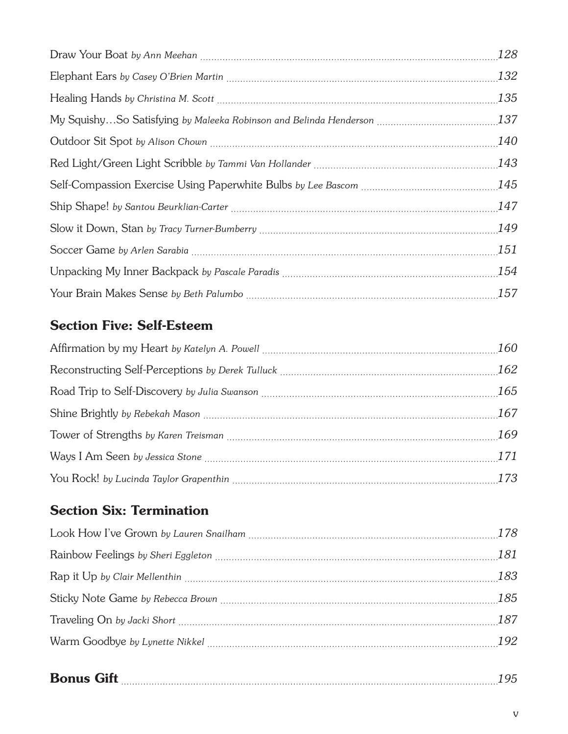Draw Your Boat *by Ann Meehan* ........ *128*

Elephant Ears *by Casey O'Brien Martin* ........ *132*

Healing Hands *by Christina M. Scott* ........ *135*

My Squishy…So Satisfying *by Maleeka Robinson and Belinda Henderson* ........ *137*

Outdoor Sit Spot *by Alison Chown* ........ *140*

Red Light/Green Light Scribble *by Tammi Van Hollander* ........ *143*

Self-Compassion Exercise Using Paperwhite Bulbs *by Lee Bascom* ........ *145*

Ship Shape! *by Santou Beurklian-Carter* ........ *147*

Slow it Down, Stan *by Tracy Turner-Bumberry* ........ *149*

Soccer Game *by Arlen Sarabia* ........ *151*

Unpacking My Inner Backpack *by Pascale Paradis* ........ *154*

Your Brain Makes Sense *by Beth Palumbo* ........ *157*

## Section Five: Self-Esteem

Affirmation by my Heart *by Katelyn A. Powell* ........ *160*

Reconstructing Self-Perceptions *by Derek Tulluck* ........ *162*

Road Trip to Self-Discovery *by Julia Swanson* ........ *165*

Shine Brightly *by Rebekah Mason* ........ *167*

Tower of Strengths *by Karen Treisman* ........ *169*

Ways I Am Seen *by Jessica Stone* ........ *171*

You Rock! *by Lucinda Taylor Grapenthin* ........ *173*

## Section Six: Termination

Look How I've Grown *by Lauren Snailham* ........ *178*

Rainbow Feelings *by Sheri Eggleton* ........ *181*

Rap it Up *by Clair Mellenthin* ........ *183*

Sticky Note Game *by Rebecca Brown* ........ *185*

Traveling On *by Jacki Short* ........ *187*

Warm Goodbye *by Lynette Nikkel* ........ *192*

## Bonus Gift ........ *195*